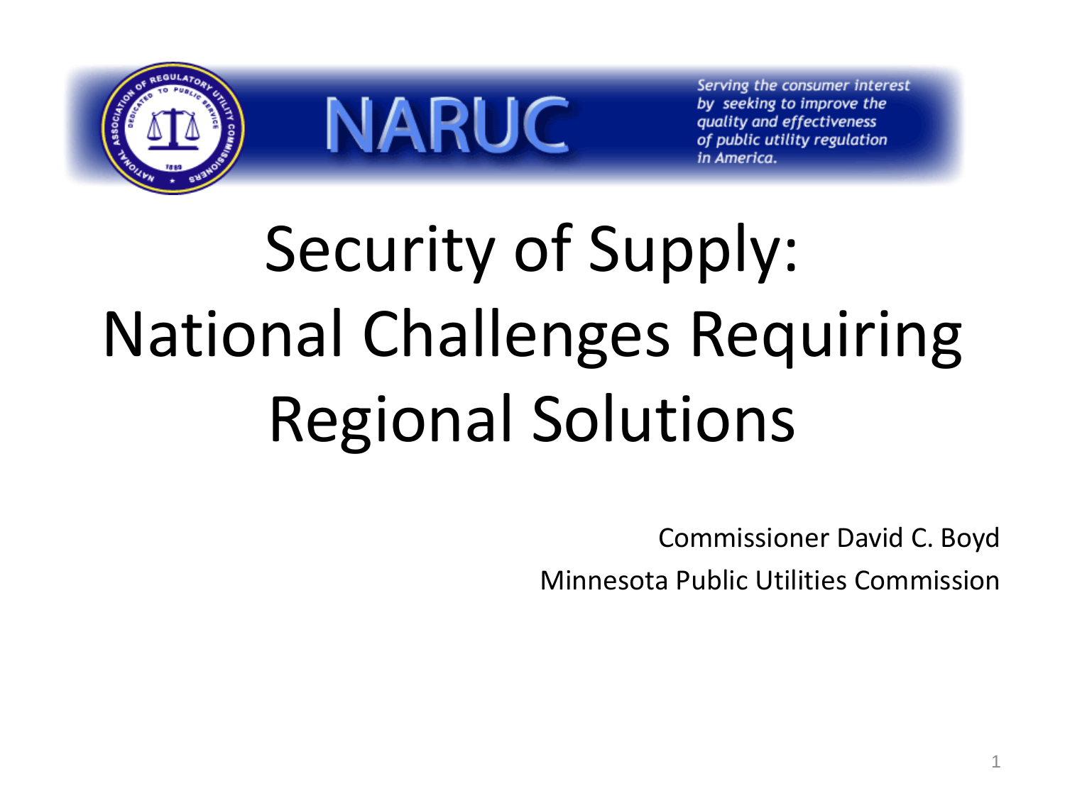NARUC

*Serving the consumer interest by seeking to improve the quality and effectiveness of public utility regulation in America.*

# Security of Supply: National Challenges Requiring Regional Solutions

Commissioner David C. Boyd

Minnesota Public Utilities Commission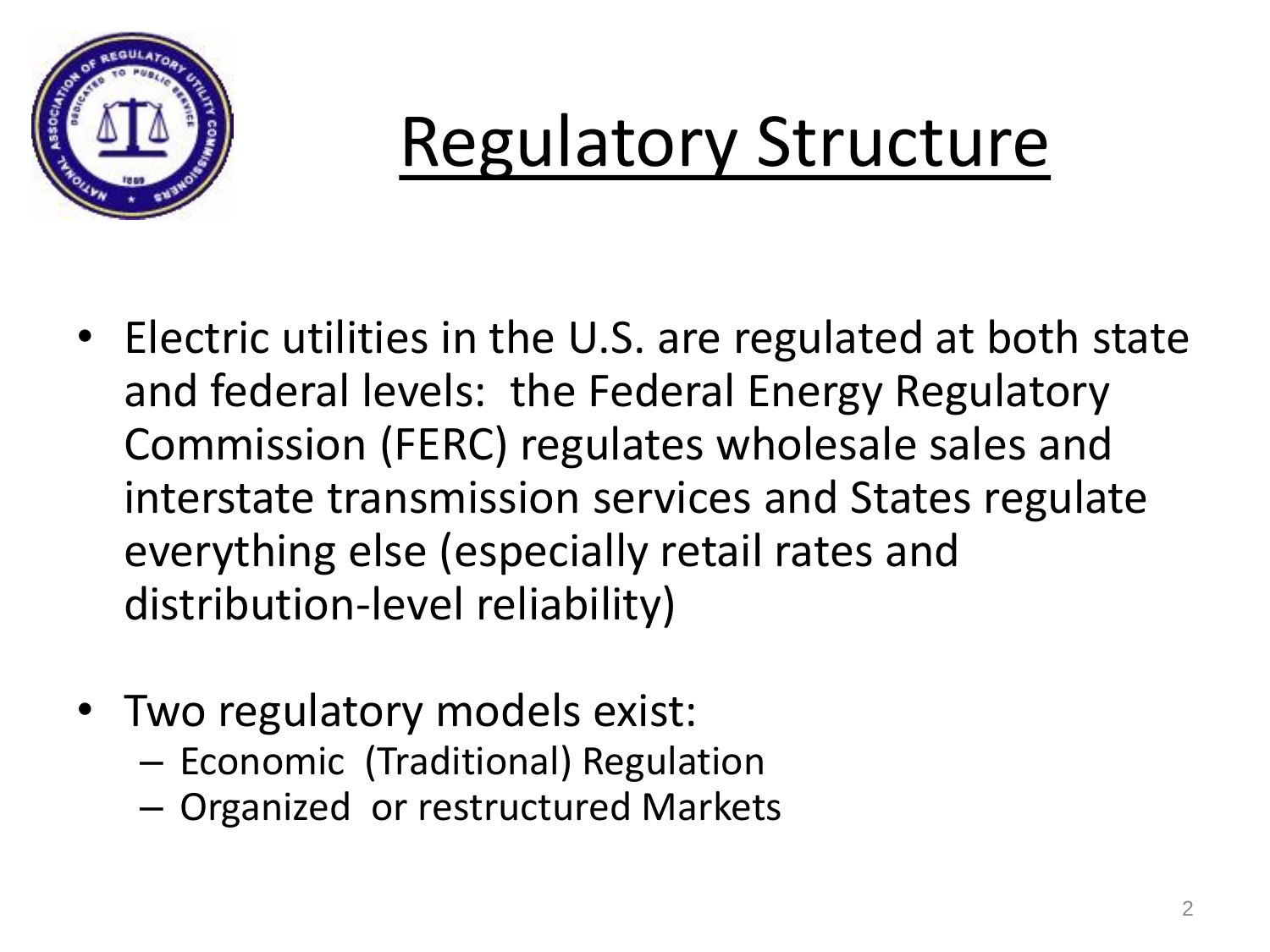# Regulatory Structure

- Electric utilities in the U.S. are regulated at both state and federal levels: the Federal Energy Regulatory Commission (FERC) regulates wholesale sales and interstate transmission services and States regulate everything else (especially retail rates and distribution-level reliability)

- Two regulatory models exist:
  - Economic (Traditional) Regulation
  - Organized or restructured Markets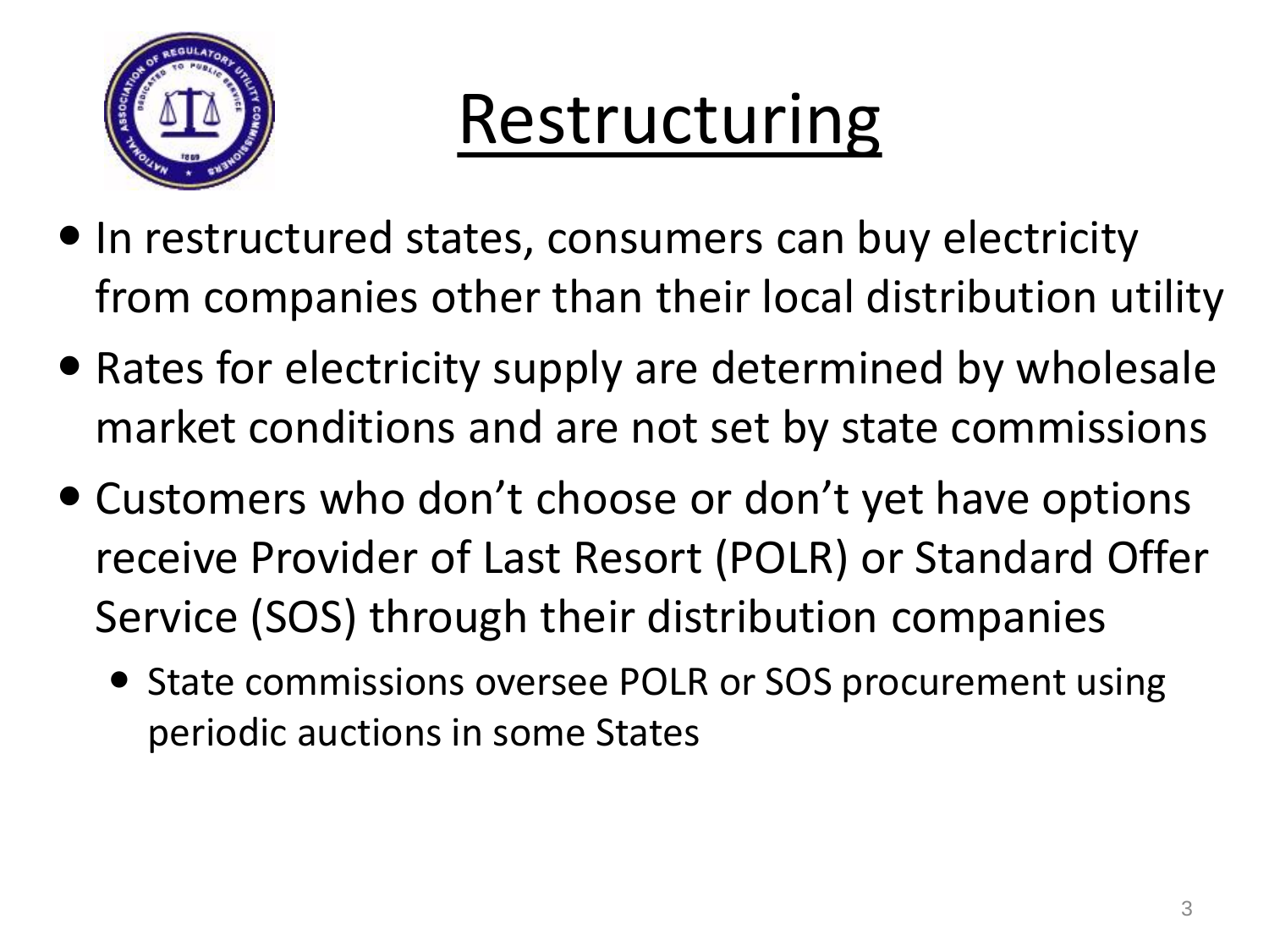# Restructuring

- In restructured states, consumers can buy electricity from companies other than their local distribution utility
- Rates for electricity supply are determined by wholesale market conditions and are not set by state commissions
- Customers who don't choose or don't yet have options receive Provider of Last Resort (POLR) or Standard Offer Service (SOS) through their distribution companies
  - State commissions oversee POLR or SOS procurement using periodic auctions in some States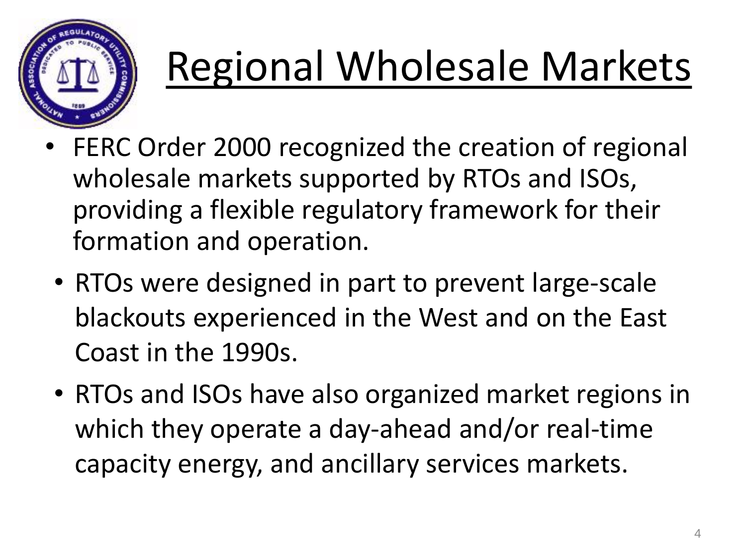# Regional Wholesale Markets

- FERC Order 2000 recognized the creation of regional wholesale markets supported by RTOs and ISOs, providing a flexible regulatory framework for their formation and operation.
  - RTOs were designed in part to prevent large-scale blackouts experienced in the West and on the East Coast in the 1990s.
  - RTOs and ISOs have also organized market regions in which they operate a day-ahead and/or real-time capacity energy, and ancillary services markets.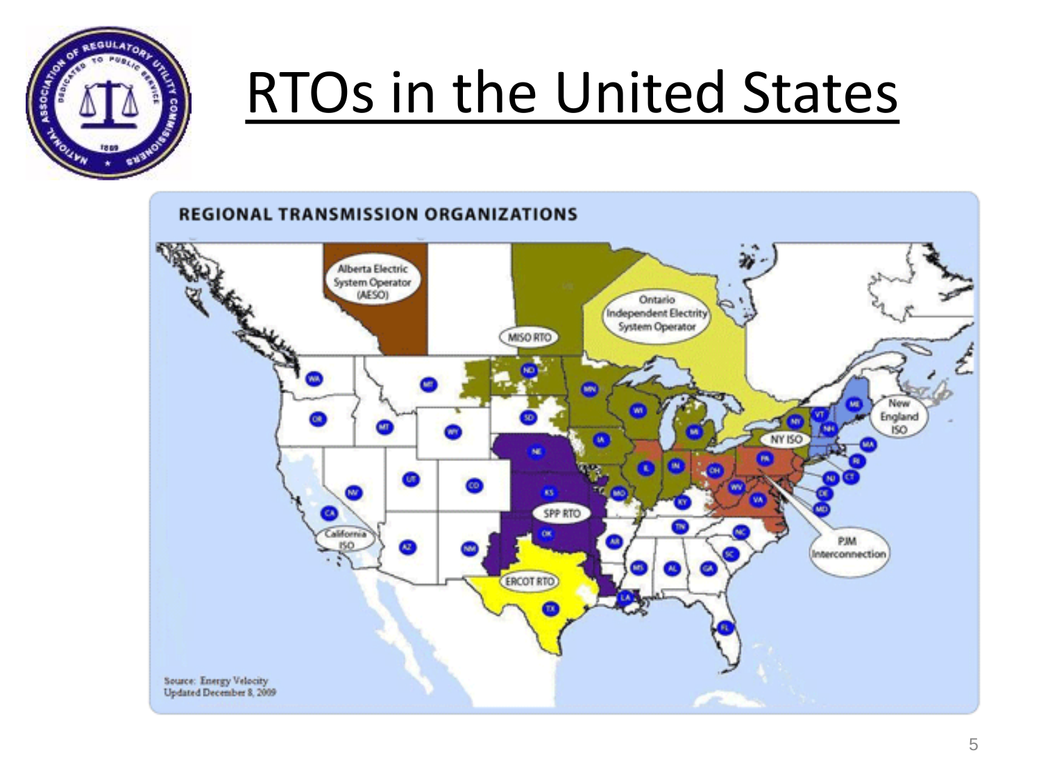# RTOs in the United States

REGIONAL TRANSMISSION ORGANIZATIONS

Alberta Electric System Operator (AESO)

MISO RTO

Ontario Independent Electrity System Operator

New England ISO

NY ISO

PJM Interconnection

SPP RTO

California ISO

ERCOT RTO

Source: Energy Velocity
Updated December 8, 2009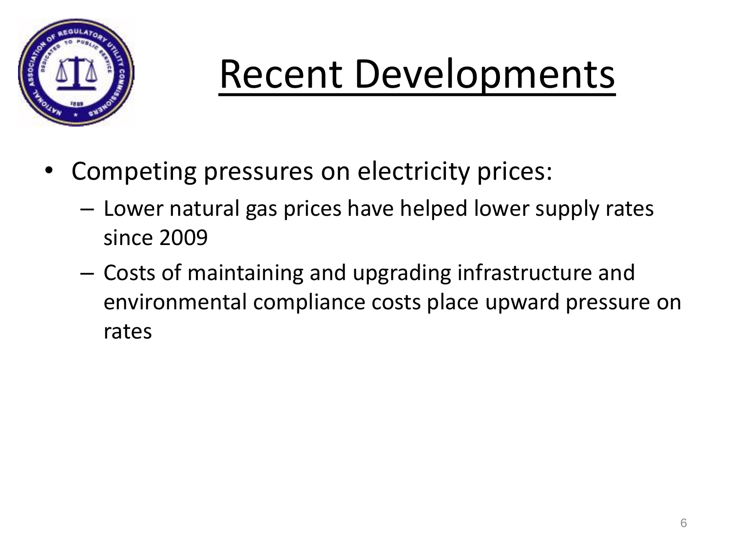# Recent Developments

- Competing pressures on electricity prices:
  - Lower natural gas prices have helped lower supply rates since 2009
  - Costs of maintaining and upgrading infrastructure and environmental compliance costs place upward pressure on rates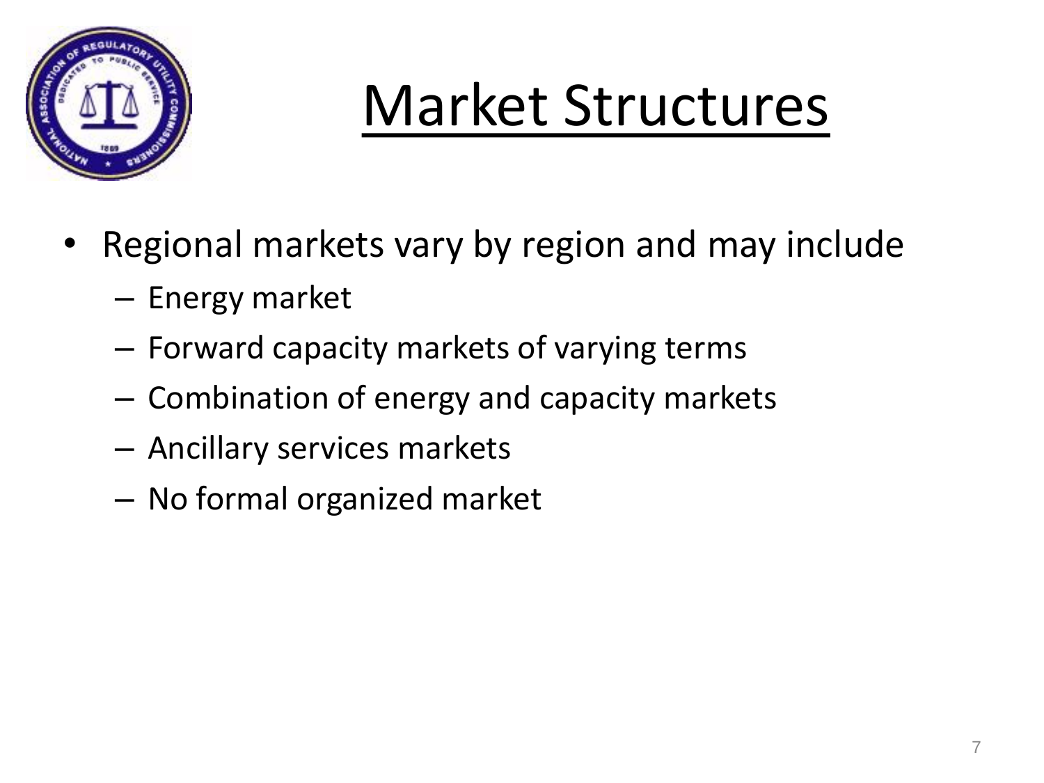# Market Structures

- Regional markets vary by region and may include
  - Energy market
  - Forward capacity markets of varying terms
  - Combination of energy and capacity markets
  - Ancillary services markets
  - No formal organized market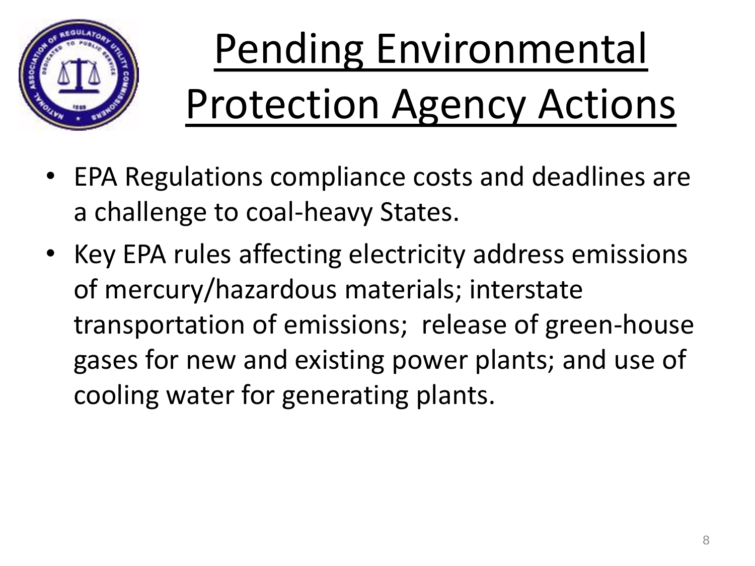# Pending Environmental Protection Agency Actions

- EPA Regulations compliance costs and deadlines are a challenge to coal-heavy States.
- Key EPA rules affecting electricity address emissions of mercury/hazardous materials; interstate transportation of emissions; release of green-house gases for new and existing power plants; and use of cooling water for generating plants.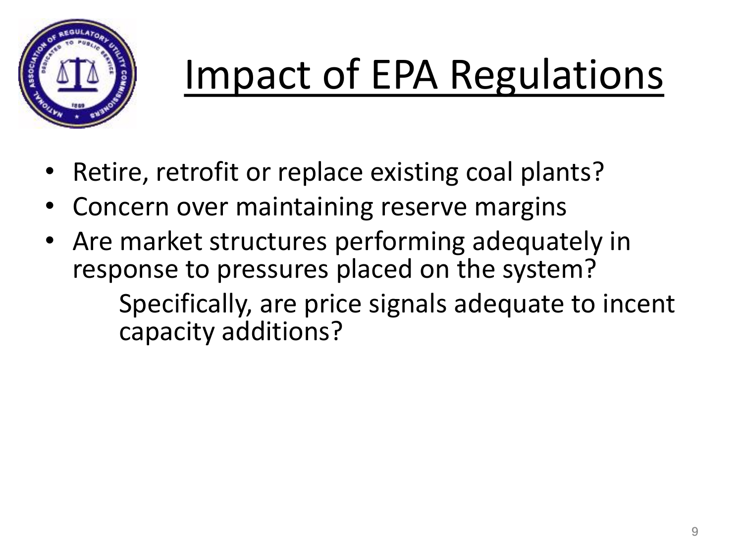# Impact of EPA Regulations

- Retire, retrofit or replace existing coal plants?
- Concern over maintaining reserve margins
- Are market structures performing adequately in response to pressures placed on the system?
  - Specifically, are price signals adequate to incent capacity additions?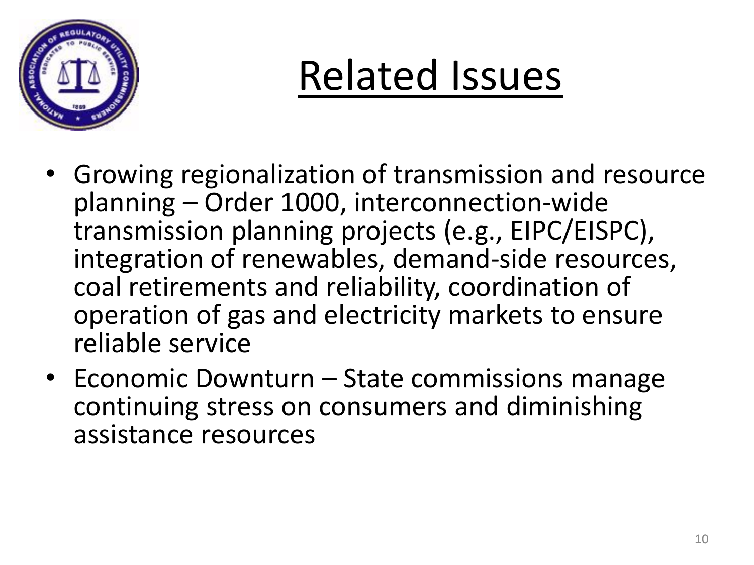# Related Issues

- Growing regionalization of transmission and resource planning – Order 1000, interconnection-wide transmission planning projects (e.g., EIPC/EISPC), integration of renewables, demand-side resources, coal retirements and reliability, coordination of operation of gas and electricity markets to ensure reliable service
- Economic Downturn – State commissions manage continuing stress on consumers and diminishing assistance resources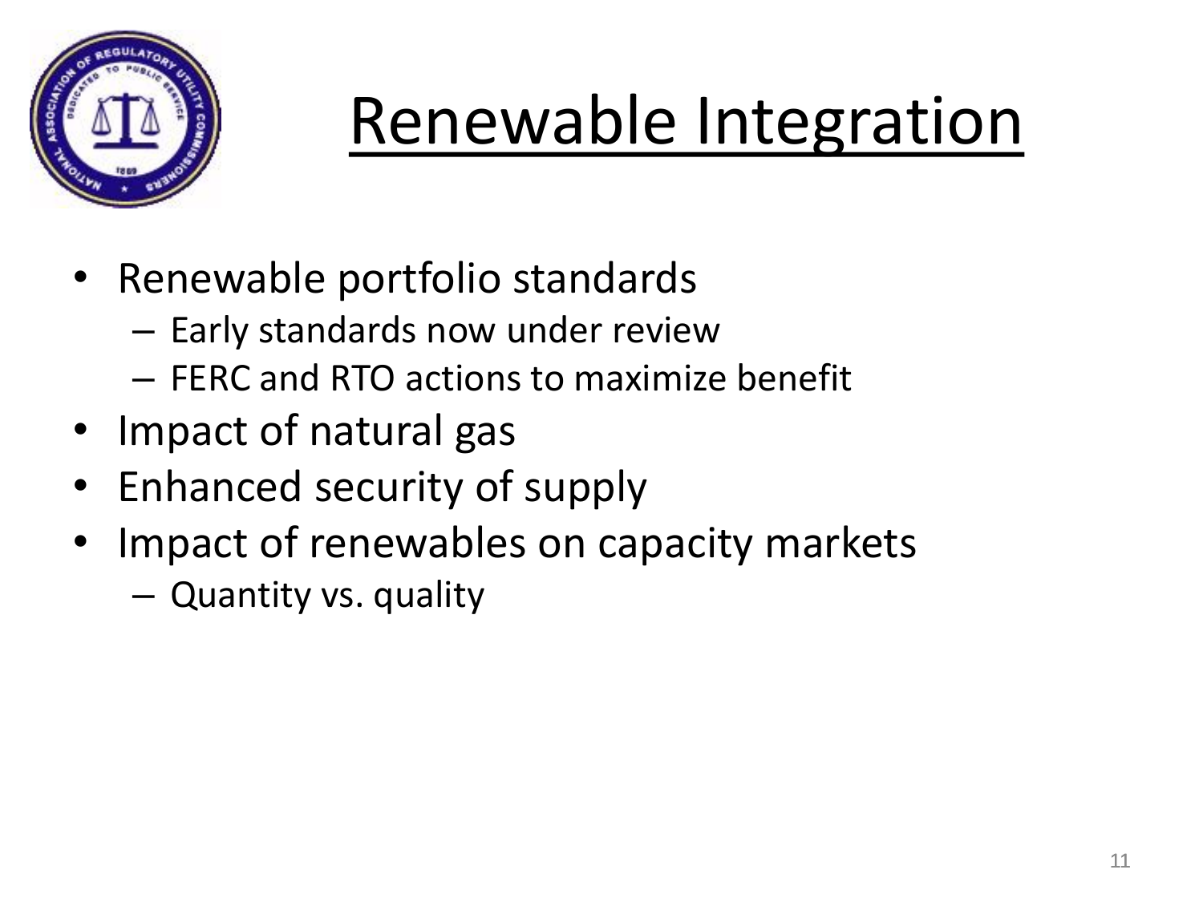# Renewable Integration

- Renewable portfolio standards
  - Early standards now under review
  - FERC and RTO actions to maximize benefit
- Impact of natural gas
- Enhanced security of supply
- Impact of renewables on capacity markets
  - Quantity vs. quality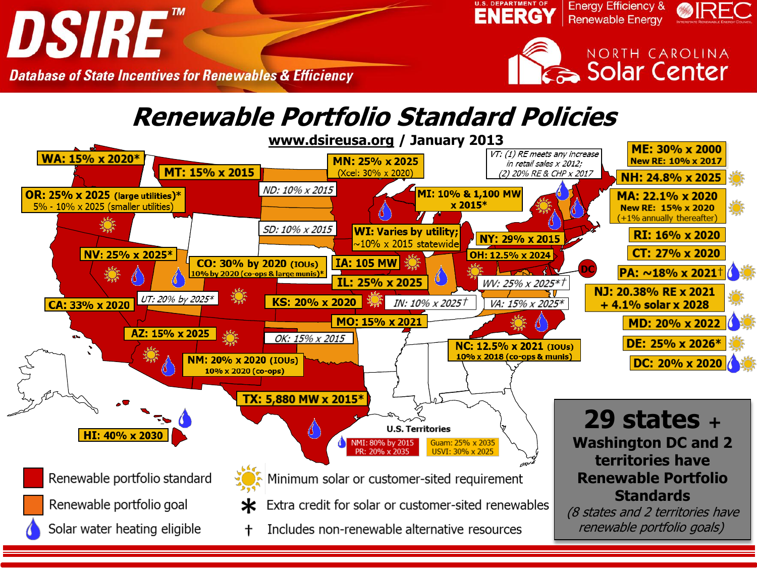# DSIRE™

**Database of State Incentives for Renewables & Efficiency**

U.S. Department of Energy — Energy Efficiency & Renewable Energy | IREC | North Carolina Solar Center

## Renewable Portfolio Standard Policies

www.dsireusa.org / January 2013

- **WA: 15% x 2020***
- **MT: 15% x 2015**
- **OR: 25% x 2025 (large utilities)***; 5% - 10% x 2025 (smaller utilities)
- *ND: 10% x 2015*
- *SD: 10% x 2015*
- **MN: 25% x 2025** (Xcel: 30% x 2020)
- **MI: 10% & 1,100 MW x 2015***
- **WI: Varies by utility; ~10% x 2015 statewide**
- **IA: 105 MW**
- **IL: 25% x 2025**
- **NV: 25% x 2025***
- **CO: 30% by 2020 (IOUs)**; 10% by 2020 (co-ops & large munis)*
- *UT: 20% by 2025**
- **CA: 33% x 2020**
- **KS: 20% x 2020**
- *IN: 10% x 2025†*
- **MO: 15% x 2021**
- **AZ: 15% x 2025**
- *OK: 15% x 2015*
- **NM: 20% x 2020 (IOUs)**; 10% x 2020 (co-ops)
- **TX: 5,880 MW x 2015***
- **HI: 40% x 2030**
- **NY: 29% x 2015**
- **OH: 12.5% x 2024**
- *WV: 25% x 2025*†*
- *VA: 15% x 2025**
- **NC: 12.5% x 2021 (IOUs)**; 10% x 2018 (co-ops & munis)
- *VT: (1) RE meets any increase in retail sales x 2012; (2) 20% RE & CHP x 2017*
- **ME: 30% x 2000**; New RE: 10% x 2017
- **NH: 24.8% x 2025**
- **MA: 22.1% x 2020**; New RE: 15% x 2020 (+1% annually thereafter)
- **RI: 16% x 2020**
- **CT: 27% x 2020**
- **PA: ~18% x 2021†**
- **NJ: 20.38% RE x 2021 + 4.1% solar x 2028**
- **MD: 20% x 2022**
- **DE: 25% x 2026***
- **DC: 20% x 2020**

**U.S. Territories**

- NMI: 80% by 2015
- PR: 20% x 2035
- Guam: 25% x 2035
- USVI: 30% x 2025

**29 states + Washington DC and 2 territories have Renewable Portfolio Standards**

*(8 states and 2 territories have renewable portfolio goals)*

**Legend**

- Renewable portfolio standard
- Renewable portfolio goal
- Solar water heating eligible
- Minimum solar or customer-sited requirement
- \* Extra credit for solar or customer-sited renewables
- † Includes non-renewable alternative resources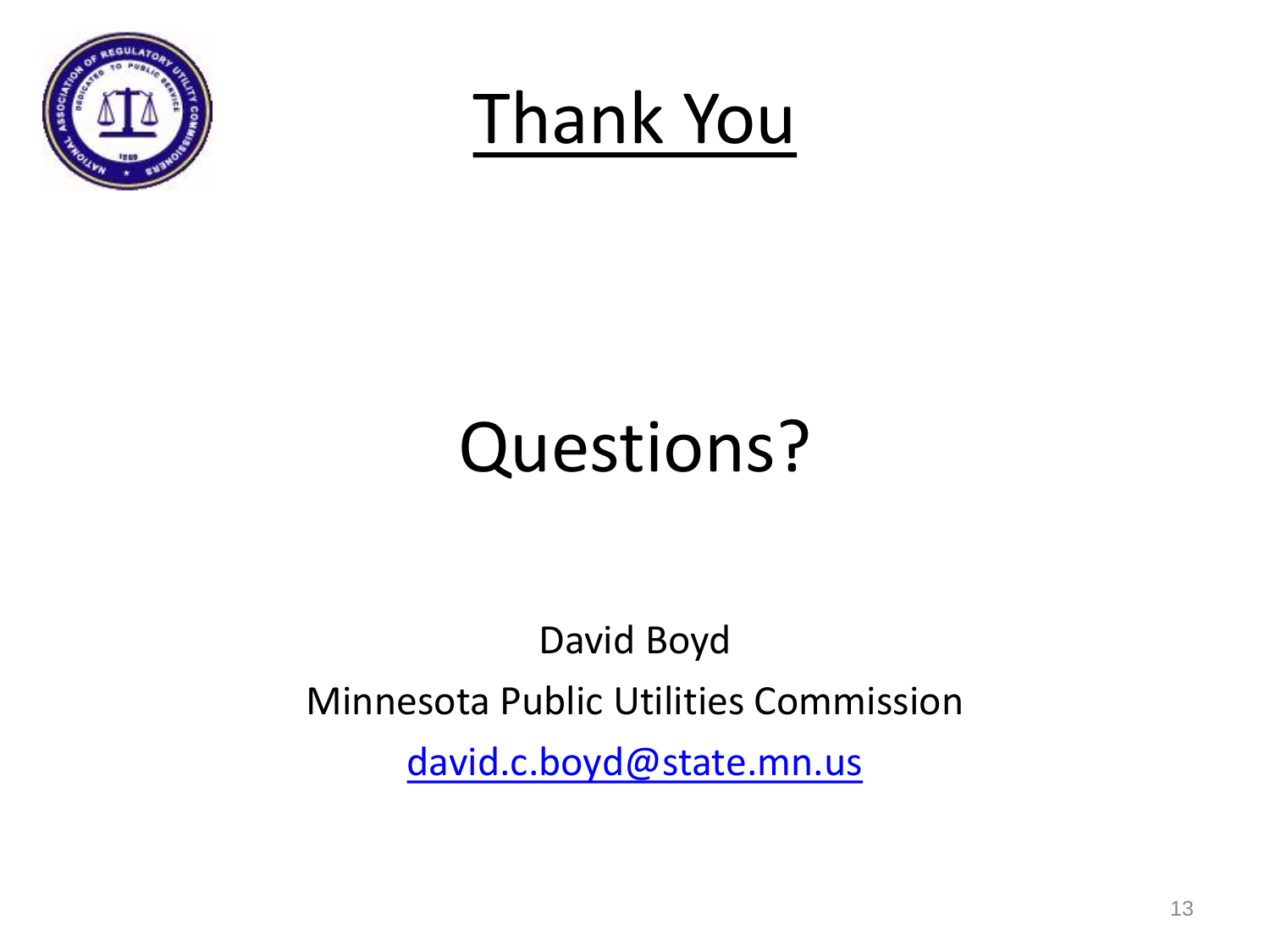# Thank You

# Questions?

David Boyd

Minnesota Public Utilities Commission

david.c.boyd@state.mn.us